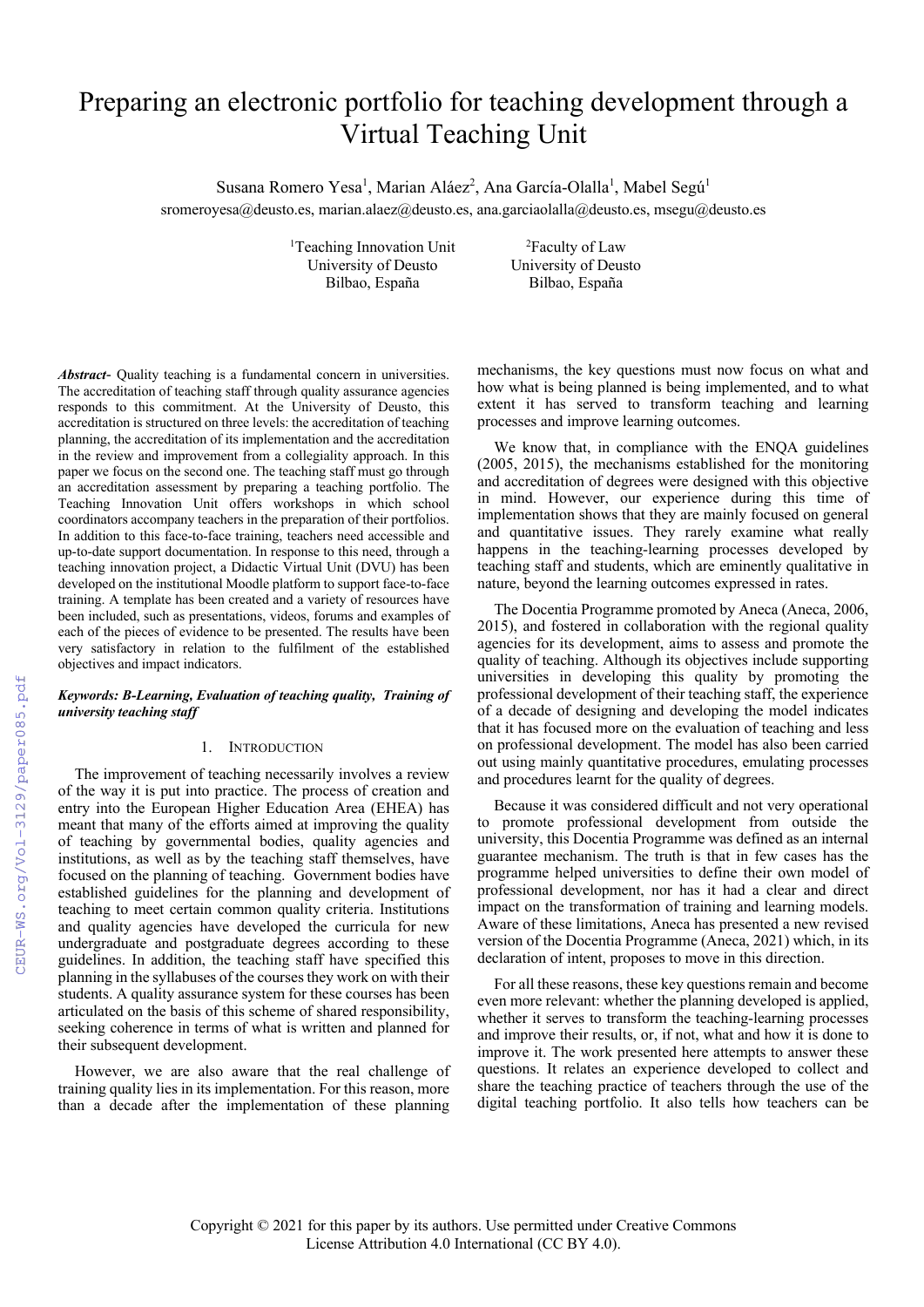# Preparing an electronic portfolio for teaching development through a Virtual Teaching Unit

Susana Romero Yesa[1], Marian Aláez[2], Ana García-Olalla[1], Mabel Segú[1]

sromeroyesa@deusto.es, marian.alaez@deusto.es, ana.garciaolalla@deusto.es, msegu@deusto.es

[1]Teaching Innovation Unit
University of Deusto
Bilbao, España

[2]Faculty of Law
University of Deusto
Bilbao, España

***Abstract-*** Quality teaching is a fundamental concern in universities. The accreditation of teaching staff through quality assurance agencies responds to this commitment. At the University of Deusto, this accreditation is structured on three levels: the accreditation of teaching planning, the accreditation of its implementation and the accreditation in the review and improvement from a collegiality approach. In this paper we focus on the second one. The teaching staff must go through an accreditation assessment by preparing a teaching portfolio. The Teaching Innovation Unit offers workshops in which school coordinators accompany teachers in the preparation of their portfolios. In addition to this face-to-face training, teachers need accessible and up-to-date support documentation. In response to this need, through a teaching innovation project, a Didactic Virtual Unit (DVU) has been developed on the institutional Moodle platform to support face-to-face training. A template has been created and a variety of resources have been included, such as presentations, videos, forums and examples of each of the pieces of evidence to be presented. The results have been very satisfactory in relation to the fulfilment of the established objectives and impact indicators.

***Keywords: B-Learning, Evaluation of teaching quality, Training of university teaching staff***

## 1. Introduction

The improvement of teaching necessarily involves a review of the way it is put into practice. The process of creation and entry into the European Higher Education Area (EHEA) has meant that many of the efforts aimed at improving the quality of teaching by governmental bodies, quality agencies and institutions, as well as by the teaching staff themselves, have focused on the planning of teaching. Government bodies have established guidelines for the planning and development of teaching to meet certain common quality criteria. Institutions and quality agencies have developed the curricula for new undergraduate and postgraduate degrees according to these guidelines. In addition, the teaching staff have specified this planning in the syllabuses of the courses they work on with their students. A quality assurance system for these courses has been articulated on the basis of this scheme of shared responsibility, seeking coherence in terms of what is written and planned for their subsequent development.

However, we are also aware that the real challenge of training quality lies in its implementation. For this reason, more than a decade after the implementation of these planning mechanisms, the key questions must now focus on what and how what is being planned is being implemented, and to what extent it has served to transform teaching and learning processes and improve learning outcomes.

We know that, in compliance with the ENQA guidelines (2005, 2015), the mechanisms established for the monitoring and accreditation of degrees were designed with this objective in mind. However, our experience during this time of implementation shows that they are mainly focused on general and quantitative issues. They rarely examine what really happens in the teaching-learning processes developed by teaching staff and students, which are eminently qualitative in nature, beyond the learning outcomes expressed in rates.

The Docentia Programme promoted by Aneca (Aneca, 2006, 2015), and fostered in collaboration with the regional quality agencies for its development, aims to assess and promote the quality of teaching. Although its objectives include supporting universities in developing this quality by promoting the professional development of their teaching staff, the experience of a decade of designing and developing the model indicates that it has focused more on the evaluation of teaching and less on professional development. The model has also been carried out using mainly quantitative procedures, emulating processes and procedures learnt for the quality of degrees.

Because it was considered difficult and not very operational to promote professional development from outside the university, this Docentia Programme was defined as an internal guarantee mechanism. The truth is that in few cases has the programme helped universities to define their own model of professional development, nor has it had a clear and direct impact on the transformation of training and learning models. Aware of these limitations, Aneca has presented a new revised version of the Docentia Programme (Aneca, 2021) which, in its declaration of intent, proposes to move in this direction.

For all these reasons, these key questions remain and become even more relevant: whether the planning developed is applied, whether it serves to transform the teaching-learning processes and improve their results, or, if not, what and how it is done to improve it. The work presented here attempts to answer these questions. It relates an experience developed to collect and share the teaching practice of teachers through the use of the digital teaching portfolio. It also tells how teachers can be

Copyright © 2021 for this paper by its authors. Use permitted under Creative Commons License Attribution 4.0 International (CC BY 4.0).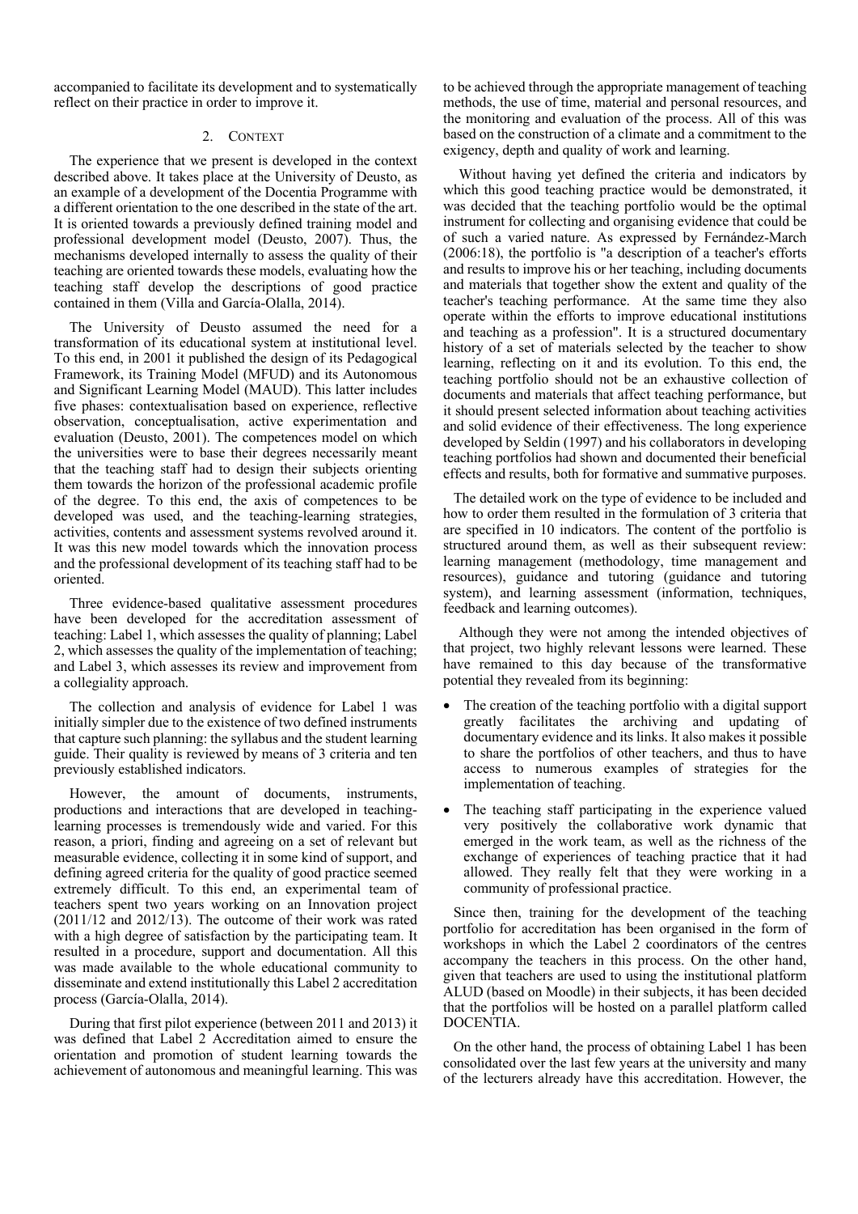accompanied to facilitate its development and to systematically reflect on their practice in order to improve it.

## 2. Context

The experience that we present is developed in the context described above. It takes place at the University of Deusto, as an example of a development of the Docentia Programme with a different orientation to the one described in the state of the art. It is oriented towards a previously defined training model and professional development model (Deusto, 2007). Thus, the mechanisms developed internally to assess the quality of their teaching are oriented towards these models, evaluating how the teaching staff develop the descriptions of good practice contained in them (Villa and García-Olalla, 2014).

The University of Deusto assumed the need for a transformation of its educational system at institutional level. To this end, in 2001 it published the design of its Pedagogical Framework, its Training Model (MFUD) and its Autonomous and Significant Learning Model (MAUD). This latter includes five phases: contextualisation based on experience, reflective observation, conceptualisation, active experimentation and evaluation (Deusto, 2001). The competences model on which the universities were to base their degrees necessarily meant that the teaching staff had to design their subjects orienting them towards the horizon of the professional academic profile of the degree. To this end, the axis of competences to be developed was used, and the teaching-learning strategies, activities, contents and assessment systems revolved around it. It was this new model towards which the innovation process and the professional development of its teaching staff had to be oriented.

Three evidence-based qualitative assessment procedures have been developed for the accreditation assessment of teaching: Label 1, which assesses the quality of planning; Label 2, which assesses the quality of the implementation of teaching; and Label 3, which assesses its review and improvement from a collegiality approach.

The collection and analysis of evidence for Label 1 was initially simpler due to the existence of two defined instruments that capture such planning: the syllabus and the student learning guide. Their quality is reviewed by means of 3 criteria and ten previously established indicators.

However, the amount of documents, instruments, productions and interactions that are developed in teaching-learning processes is tremendously wide and varied. For this reason, a priori, finding and agreeing on a set of relevant but measurable evidence, collecting it in some kind of support, and defining agreed criteria for the quality of good practice seemed extremely difficult. To this end, an experimental team of teachers spent two years working on an Innovation project (2011/12 and 2012/13). The outcome of their work was rated with a high degree of satisfaction by the participating team. It resulted in a procedure, support and documentation. All this was made available to the whole educational community to disseminate and extend institutionally this Label 2 accreditation process (García-Olalla, 2014).

During that first pilot experience (between 2011 and 2013) it was defined that Label 2 Accreditation aimed to ensure the orientation and promotion of student learning towards the achievement of autonomous and meaningful learning. This was to be achieved through the appropriate management of teaching methods, the use of time, material and personal resources, and the monitoring and evaluation of the process. All of this was based on the construction of a climate and a commitment to the exigency, depth and quality of work and learning.

Without having yet defined the criteria and indicators by which this good teaching practice would be demonstrated, it was decided that the teaching portfolio would be the optimal instrument for collecting and organising evidence that could be of such a varied nature. As expressed by Fernández-March (2006:18), the portfolio is "a description of a teacher's efforts and results to improve his or her teaching, including documents and materials that together show the extent and quality of the teacher's teaching performance. At the same time they also operate within the efforts to improve educational institutions and teaching as a profession". It is a structured documentary history of a set of materials selected by the teacher to show learning, reflecting on it and its evolution. To this end, the teaching portfolio should not be an exhaustive collection of documents and materials that affect teaching performance, but it should present selected information about teaching activities and solid evidence of their effectiveness. The long experience developed by Seldin (1997) and his collaborators in developing teaching portfolios had shown and documented their beneficial effects and results, both for formative and summative purposes.

The detailed work on the type of evidence to be included and how to order them resulted in the formulation of 3 criteria that are specified in 10 indicators. The content of the portfolio is structured around them, as well as their subsequent review: learning management (methodology, time management and resources), guidance and tutoring (guidance and tutoring system), and learning assessment (information, techniques, feedback and learning outcomes).

Although they were not among the intended objectives of that project, two highly relevant lessons were learned. These have remained to this day because of the transformative potential they revealed from its beginning:

- The creation of the teaching portfolio with a digital support greatly facilitates the archiving and updating of documentary evidence and its links. It also makes it possible to share the portfolios of other teachers, and thus to have access to numerous examples of strategies for the implementation of teaching.
- The teaching staff participating in the experience valued very positively the collaborative work dynamic that emerged in the work team, as well as the richness of the exchange of experiences of teaching practice that it had allowed. They really felt that they were working in a community of professional practice.

Since then, training for the development of the teaching portfolio for accreditation has been organised in the form of workshops in which the Label 2 coordinators of the centres accompany the teachers in this process. On the other hand, given that teachers are used to using the institutional platform ALUD (based on Moodle) in their subjects, it has been decided that the portfolios will be hosted on a parallel platform called DOCENTIA.

On the other hand, the process of obtaining Label 1 has been consolidated over the last few years at the university and many of the lecturers already have this accreditation. However, the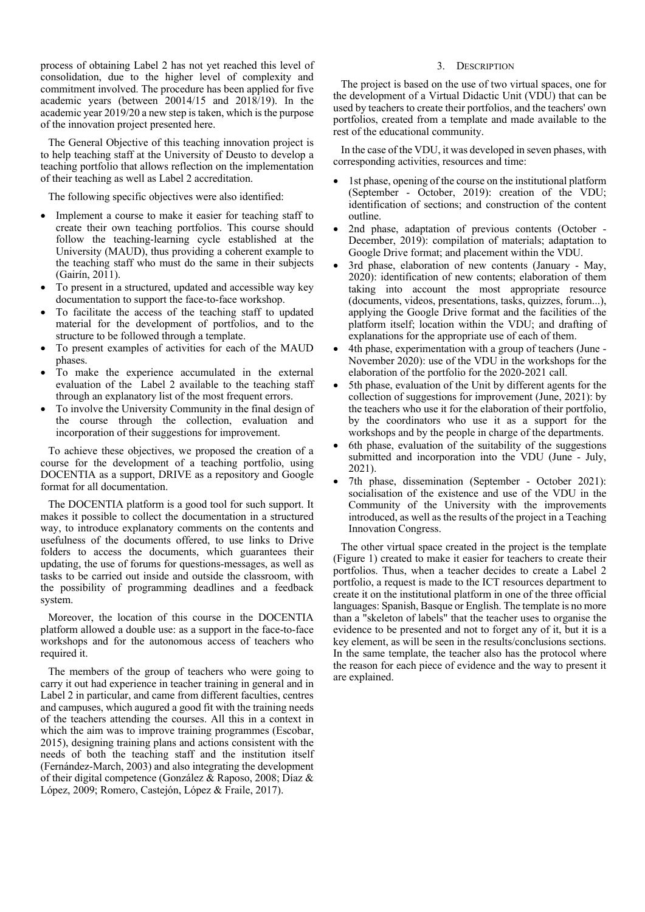process of obtaining Label 2 has not yet reached this level of consolidation, due to the higher level of complexity and commitment involved. The procedure has been applied for five academic years (between 20014/15 and 2018/19). In the academic year 2019/20 a new step is taken, which is the purpose of the innovation project presented here.

The General Objective of this teaching innovation project is to help teaching staff at the University of Deusto to develop a teaching portfolio that allows reflection on the implementation of their teaching as well as Label 2 accreditation.

The following specific objectives were also identified:

- Implement a course to make it easier for teaching staff to create their own teaching portfolios. This course should follow the teaching-learning cycle established at the University (MAUD), thus providing a coherent example to the teaching staff who must do the same in their subjects (Gairín, 2011).
- To present in a structured, updated and accessible way key documentation to support the face-to-face workshop.
- To facilitate the access of the teaching staff to updated material for the development of portfolios, and to the structure to be followed through a template.
- To present examples of activities for each of the MAUD phases.
- To make the experience accumulated in the external evaluation of the Label 2 available to the teaching staff through an explanatory list of the most frequent errors.
- To involve the University Community in the final design of the course through the collection, evaluation and incorporation of their suggestions for improvement.

To achieve these objectives, we proposed the creation of a course for the development of a teaching portfolio, using DOCENTIA as a support, DRIVE as a repository and Google format for all documentation.

The DOCENTIA platform is a good tool for such support. It makes it possible to collect the documentation in a structured way, to introduce explanatory comments on the contents and usefulness of the documents offered, to use links to Drive folders to access the documents, which guarantees their updating, the use of forums for questions-messages, as well as tasks to be carried out inside and outside the classroom, with the possibility of programming deadlines and a feedback system.

Moreover, the location of this course in the DOCENTIA platform allowed a double use: as a support in the face-to-face workshops and for the autonomous access of teachers who required it.

The members of the group of teachers who were going to carry it out had experience in teacher training in general and in Label 2 in particular, and came from different faculties, centres and campuses, which augured a good fit with the training needs of the teachers attending the courses. All this in a context in which the aim was to improve training programmes (Escobar, 2015), designing training plans and actions consistent with the needs of both the teaching staff and the institution itself (Fernández-March, 2003) and also integrating the development of their digital competence (González & Raposo, 2008; Díaz & López, 2009; Romero, Castejón, López & Fraile, 2017).

## 3. DESCRIPTION

The project is based on the use of two virtual spaces, one for the development of a Virtual Didactic Unit (VDU) that can be used by teachers to create their portfolios, and the teachers' own portfolios, created from a template and made available to the rest of the educational community.

In the case of the VDU, it was developed in seven phases, with corresponding activities, resources and time:

- 1st phase, opening of the course on the institutional platform (September - October, 2019): creation of the VDU; identification of sections; and construction of the content outline.
- 2nd phase, adaptation of previous contents (October - December, 2019): compilation of materials; adaptation to Google Drive format; and placement within the VDU.
- 3rd phase, elaboration of new contents (January - May, 2020): identification of new contents; elaboration of them taking into account the most appropriate resource (documents, videos, presentations, tasks, quizzes, forum...), applying the Google Drive format and the facilities of the platform itself; location within the VDU; and drafting of explanations for the appropriate use of each of them.
- 4th phase, experimentation with a group of teachers (June - November 2020): use of the VDU in the workshops for the elaboration of the portfolio for the 2020-2021 call.
- 5th phase, evaluation of the Unit by different agents for the collection of suggestions for improvement (June, 2021): by the teachers who use it for the elaboration of their portfolio, by the coordinators who use it as a support for the workshops and by the people in charge of the departments.
- 6th phase, evaluation of the suitability of the suggestions submitted and incorporation into the VDU (June - July, 2021).
- 7th phase, dissemination (September - October 2021): socialisation of the existence and use of the VDU in the Community of the University with the improvements introduced, as well as the results of the project in a Teaching Innovation Congress.

The other virtual space created in the project is the template (Figure 1) created to make it easier for teachers to create their portfolios. Thus, when a teacher decides to create a Label 2 portfolio, a request is made to the ICT resources department to create it on the institutional platform in one of the three official languages: Spanish, Basque or English. The template is no more than a "skeleton of labels" that the teacher uses to organise the evidence to be presented and not to forget any of it, but it is a key element, as will be seen in the results/conclusions sections. In the same template, the teacher also has the protocol where the reason for each piece of evidence and the way to present it are explained.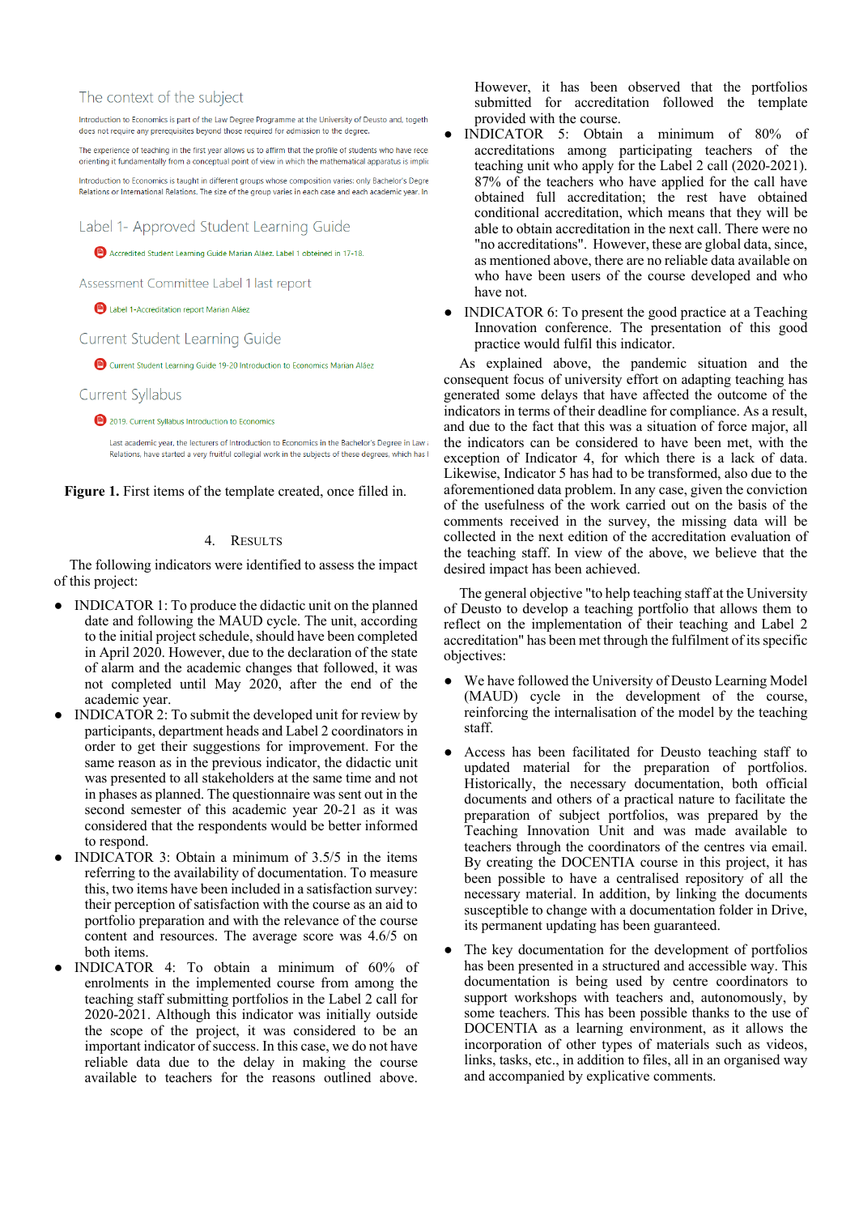The context of the subject

Introduction to Economics is part of the Law Degree Programme at the University of Deusto and, togeth does not require any prerequisites beyond those required for admission to the degree.

The experience of teaching in the first year allows us to affirm that the profile of students who have rece orienting it fundamentally from a conceptual point of view in which the mathematical apparatus is implic

Introduction to Economics is taught in different groups whose composition varies: only Bachelor's Degre Relations or International Relations. The size of the group varies in each case and each academic year. In

Label 1- Approved Student Learning Guide

Accredited Student Learning Guide Marian Aláez. Label 1 obteined in 17-18.

Assessment Committee Label 1 last report

Label 1-Accreditation report Marian Aláez

Current Student Learning Guide

Current Student Learning Guide 19-20 Introduction to Economics Marian Aláez

Current Syllabus

2019. Current Syllabus Introduction to Economics

Last academic year, the lecturers of Introduction to Economics in the Bachelor's Degree in Law Relations, have started a very fruitful collegial work in the subjects of these degrees, which has l

**Figure 1.** First items of the template created, once filled in.

## 4. Results

The following indicators were identified to assess the impact of this project:

- INDICATOR 1: To produce the didactic unit on the planned date and following the MAUD cycle. The unit, according to the initial project schedule, should have been completed in April 2020. However, due to the declaration of the state of alarm and the academic changes that followed, it was not completed until May 2020, after the end of the academic year.
- INDICATOR 2: To submit the developed unit for review by participants, department heads and Label 2 coordinators in order to get their suggestions for improvement. For the same reason as in the previous indicator, the didactic unit was presented to all stakeholders at the same time and not in phases as planned. The questionnaire was sent out in the second semester of this academic year 20-21 as it was considered that the respondents would be better informed to respond.
- INDICATOR 3: Obtain a minimum of 3.5/5 in the items referring to the availability of documentation. To measure this, two items have been included in a satisfaction survey: their perception of satisfaction with the course as an aid to portfolio preparation and with the relevance of the course content and resources. The average score was 4.6/5 on both items.
- INDICATOR 4: To obtain a minimum of 60% of enrolments in the implemented course from among the teaching staff submitting portfolios in the Label 2 call for 2020-2021. Although this indicator was initially outside the scope of the project, it was considered to be an important indicator of success. In this case, we do not have reliable data due to the delay in making the course available to teachers for the reasons outlined above. However, it has been observed that the portfolios submitted for accreditation followed the template provided with the course.
- INDICATOR 5: Obtain a minimum of 80% of accreditations among participating teachers of the teaching unit who apply for the Label 2 call (2020-2021). 87% of the teachers who have applied for the call have obtained full accreditation; the rest have obtained conditional accreditation, which means that they will be able to obtain accreditation in the next call. There were no "no accreditations". However, these are global data, since, as mentioned above, there are no reliable data available on who have been users of the course developed and who have not.
- INDICATOR 6: To present the good practice at a Teaching Innovation conference. The presentation of this good practice would fulfil this indicator.

As explained above, the pandemic situation and the consequent focus of university effort on adapting teaching has generated some delays that have affected the outcome of the indicators in terms of their deadline for compliance. As a result, and due to the fact that this was a situation of force major, all the indicators can be considered to have been met, with the exception of Indicator 4, for which there is a lack of data. Likewise, Indicator 5 has had to be transformed, also due to the aforementioned data problem. In any case, given the conviction of the usefulness of the work carried out on the basis of the comments received in the survey, the missing data will be collected in the next edition of the accreditation evaluation of the teaching staff. In view of the above, we believe that the desired impact has been achieved.

The general objective "to help teaching staff at the University of Deusto to develop a teaching portfolio that allows them to reflect on the implementation of their teaching and Label 2 accreditation" has been met through the fulfilment of its specific objectives:

- We have followed the University of Deusto Learning Model (MAUD) cycle in the development of the course, reinforcing the internalisation of the model by the teaching staff.
- Access has been facilitated for Deusto teaching staff to updated material for the preparation of portfolios. Historically, the necessary documentation, both official documents and others of a practical nature to facilitate the preparation of subject portfolios, was prepared by the Teaching Innovation Unit and was made available to teachers through the coordinators of the centres via email. By creating the DOCENTIA course in this project, it has been possible to have a centralised repository of all the necessary material. In addition, by linking the documents susceptible to change with a documentation folder in Drive, its permanent updating has been guaranteed.
- The key documentation for the development of portfolios has been presented in a structured and accessible way. This documentation is being used by centre coordinators to support workshops with teachers and, autonomously, by some teachers. This has been possible thanks to the use of DOCENTIA as a learning environment, as it allows the incorporation of other types of materials such as videos, links, tasks, etc., in addition to files, all in an organised way and accompanied by explicative comments.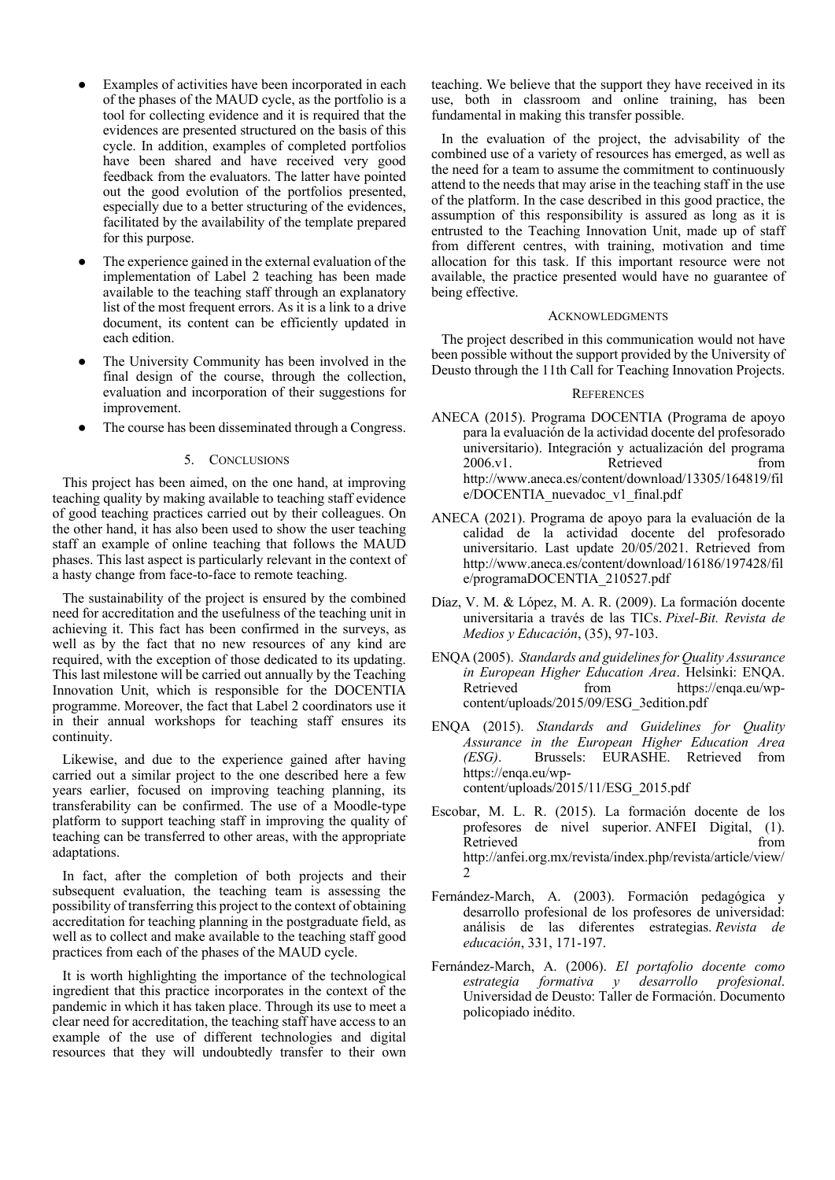- Examples of activities have been incorporated in each of the phases of the MAUD cycle, as the portfolio is a tool for collecting evidence and it is required that the evidences are presented structured on the basis of this cycle. In addition, examples of completed portfolios have been shared and have received very good feedback from the evaluators. The latter have pointed out the good evolution of the portfolios presented, especially due to a better structuring of the evidences, facilitated by the availability of the template prepared for this purpose.
- The experience gained in the external evaluation of the implementation of Label 2 teaching has been made available to the teaching staff through an explanatory list of the most frequent errors. As it is a link to a drive document, its content can be efficiently updated in each edition.
- The University Community has been involved in the final design of the course, through the collection, evaluation and incorporation of their suggestions for improvement.
- The course has been disseminated through a Congress.

## 5. Conclusions

This project has been aimed, on the one hand, at improving teaching quality by making available to teaching staff evidence of good teaching practices carried out by their colleagues. On the other hand, it has also been used to show the user teaching staff an example of online teaching that follows the MAUD phases. This last aspect is particularly relevant in the context of a hasty change from face-to-face to remote teaching.

The sustainability of the project is ensured by the combined need for accreditation and the usefulness of the teaching unit in achieving it. This fact has been confirmed in the surveys, as well as by the fact that no new resources of any kind are required, with the exception of those dedicated to its updating. This last milestone will be carried out annually by the Teaching Innovation Unit, which is responsible for the DOCENTIA programme. Moreover, the fact that Label 2 coordinators use it in their annual workshops for teaching staff ensures its continuity.

Likewise, and due to the experience gained after having carried out a similar project to the one described here a few years earlier, focused on improving teaching planning, its transferability can be confirmed. The use of a Moodle-type platform to support teaching staff in improving the quality of teaching can be transferred to other areas, with the appropriate adaptations.

In fact, after the completion of both projects and their subsequent evaluation, the teaching team is assessing the possibility of transferring this project to the context of obtaining accreditation for teaching planning in the postgraduate field, as well as to collect and make available to the teaching staff good practices from each of the phases of the MAUD cycle.

It is worth highlighting the importance of the technological ingredient that this practice incorporates in the context of the pandemic in which it has taken place. Through its use to meet a clear need for accreditation, the teaching staff have access to an example of the use of different technologies and digital resources that they will undoubtedly transfer to their own teaching. We believe that the support they have received in its use, both in classroom and online training, has been fundamental in making this transfer possible.

In the evaluation of the project, the advisability of the combined use of a variety of resources has emerged, as well as the need for a team to assume the commitment to continuously attend to the needs that may arise in the teaching staff in the use of the platform. In the case described in this good practice, the assumption of this responsibility is assured as long as it is entrusted to the Teaching Innovation Unit, made up of staff from different centres, with training, motivation and time allocation for this task. If this important resource were not available, the practice presented would have no guarantee of being effective.

## Acknowledgments

The project described in this communication would not have been possible without the support provided by the University of Deusto through the 11th Call for Teaching Innovation Projects.

## References

ANECA (2015). Programa DOCENTIA (Programa de apoyo para la evaluación de la actividad docente del profesorado universitario). Integración y actualización del programa 2006.v1. Retrieved from http://www.aneca.es/content/download/13305/164819/file/DOCENTIA_nuevadoc_v1_final.pdf

ANECA (2021). Programa de apoyo para la evaluación de la calidad de la actividad docente del profesorado universitario. Last update 20/05/2021. Retrieved from http://www.aneca.es/content/download/16186/197428/file/programaDOCENTIA_210527.pdf

Díaz, V. M. & López, M. A. R. (2009). La formación docente universitaria a través de las TICs. *Pixel-Bit. Revista de Medios y Educación*, (35), 97-103.

ENQA (2005). *Standards and guidelines for Quality Assurance in European Higher Education Area*. Helsinki: ENQA. Retrieved from https://enqa.eu/wp-content/uploads/2015/09/ESG_3edition.pdf

ENQA (2015). *Standards and Guidelines for Quality Assurance in the European Higher Education Area (ESG)*. Brussels: EURASHE. Retrieved from https://enqa.eu/wp-content/uploads/2015/11/ESG_2015.pdf

Escobar, M. L. R. (2015). La formación docente de los profesores de nivel superior. ANFEI Digital, (1). Retrieved from http://anfei.org.mx/revista/index.php/revista/article/view/2

Fernández-March, A. (2003). Formación pedagógica y desarrollo profesional de los profesores de universidad: análisis de las diferentes estrategias. *Revista de educación*, 331, 171-197.

Fernández-March, A. (2006). *El portafolio docente como estrategia formativa y desarrollo profesional*. Universidad de Deusto: Taller de Formación. Documento policopiado inédito.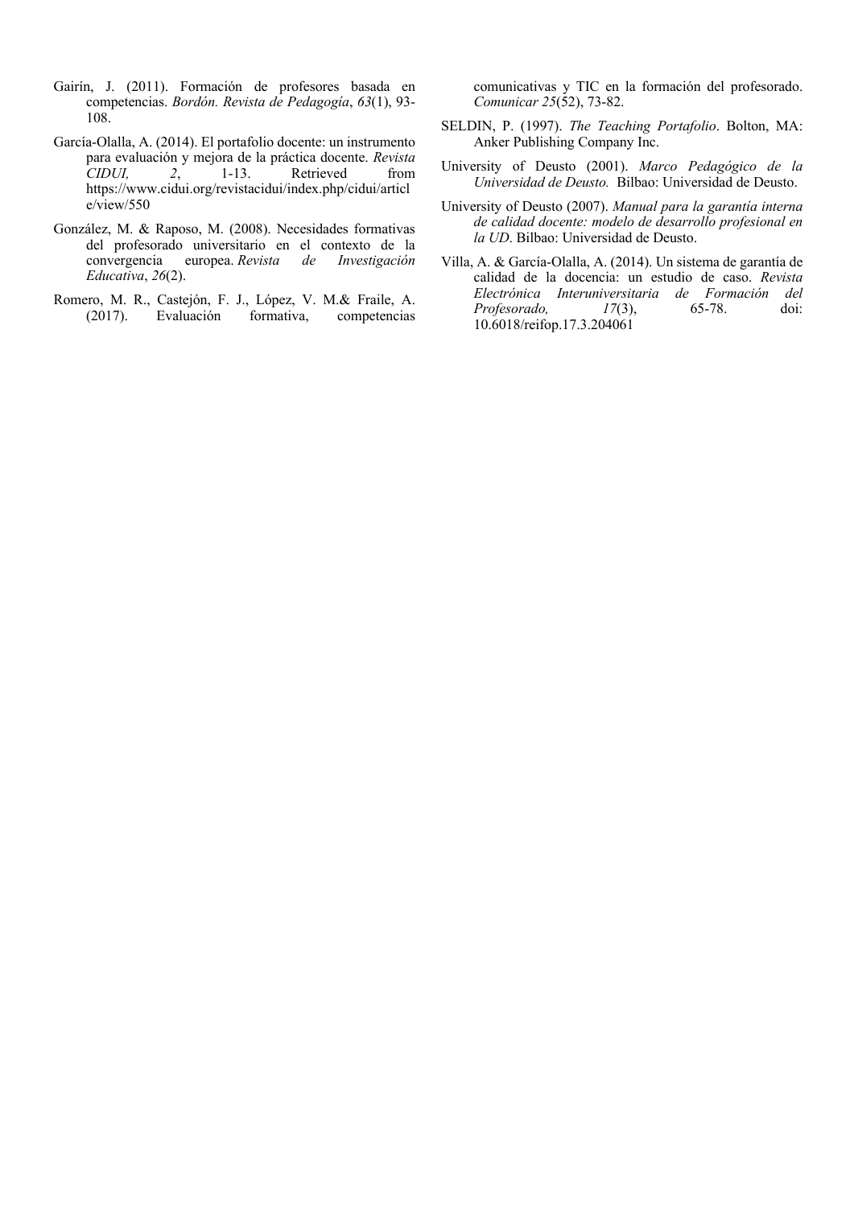Gairín, J. (2011). Formación de profesores basada en competencias. *Bordón. Revista de Pedagogía*, *63*(1), 93-108.

García-Olalla, A. (2014). El portafolio docente: un instrumento para evaluación y mejora de la práctica docente. *Revista CIDUI, 2*, 1-13. Retrieved from https://www.cidui.org/revistacidui/index.php/cidui/article/view/550

González, M. & Raposo, M. (2008). Necesidades formativas del profesorado universitario en el contexto de la convergencia europea. *Revista de Investigación Educativa*, *26*(2).

Romero, M. R., Castejón, F. J., López, V. M.& Fraile, A. (2017). Evaluación formativa, competencias comunicativas y TIC en la formación del profesorado. *Comunicar 25*(52), 73-82.

SELDIN, P. (1997). *The Teaching Portafolio*. Bolton, MA: Anker Publishing Company Inc.

University of Deusto (2001). *Marco Pedagógico de la Universidad de Deusto.* Bilbao: Universidad de Deusto.

University of Deusto (2007). *Manual para la garantía interna de calidad docente: modelo de desarrollo profesional en la UD*. Bilbao: Universidad de Deusto.

Villa, A. & García-Olalla, A. (2014). Un sistema de garantía de calidad de la docencia: un estudio de caso. *Revista Electrónica Interuniversitaria de Formación del Profesorado, 17*(3), 65-78. doi: 10.6018/reifop.17.3.204061